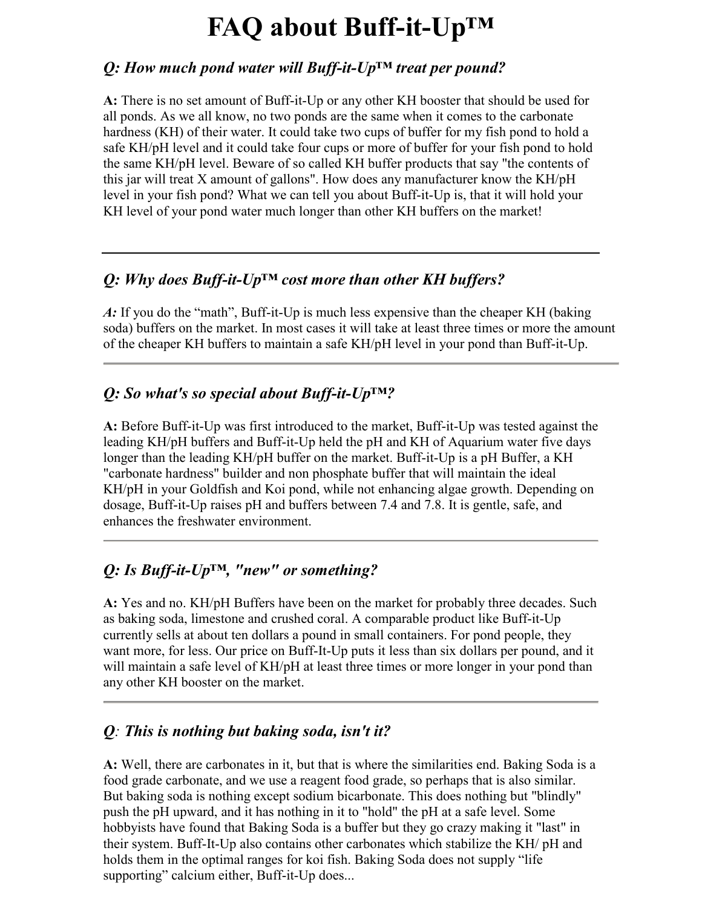# FAQ about Buff-it-Up™

### *Q: How much pond water will Buff-it-Up™ treat per pound?*

**A:** There is no set amount of Buff-it-Up or any other KH booster that should be used for all ponds. As we all know, no two ponds are the same when it comes to the carbonate hardness (KH) of their water. It could take two cups of buffer for my fish pond to hold a safe KH/pH level and it could take four cups or more of buffer for your fish pond to hold the same KH/pH level. Beware of so called KH buffer products that say "the contents of this jar will treat X amount of gallons". How does any manufacturer know the KH/pH level in your fish pond? What we can tell you about Buff-it-Up is, that it will hold your KH level of your pond water much longer than other KH buffers on the market!

---

### *Q: Why does Buff-it-Up™ cost more than other KH buffers?*

***A:*** If you do the "math", Buff-it-Up is much less expensive than the cheaper KH (baking soda) buffers on the market. In most cases it will take at least three times or more the amount of the cheaper KH buffers to maintain a safe KH/pH level in your pond than Buff-it-Up.

---

### *Q: So what's so special about Buff-it-Up™?*

**A:** Before Buff-it-Up was first introduced to the market, Buff-it-Up was tested against the leading KH/pH buffers and Buff-it-Up held the pH and KH of Aquarium water five days longer than the leading KH/pH buffer on the market. Buff-it-Up is a pH Buffer, a KH "carbonate hardness" builder and non phosphate buffer that will maintain the ideal KH/pH in your Goldfish and Koi pond, while not enhancing algae growth. Depending on dosage, Buff-it-Up raises pH and buffers between 7.4 and 7.8. It is gentle, safe, and enhances the freshwater environment.

---

### *Q: Is Buff-it-Up™, "new" or something?*

**A:** Yes and no. KH/pH Buffers have been on the market for probably three decades. Such as baking soda, limestone and crushed coral. A comparable product like Buff-it-Up currently sells at about ten dollars a pound in small containers. For pond people, they want more, for less. Our price on Buff-It-Up puts it less than six dollars per pound, and it will maintain a safe level of KH/pH at least three times or more longer in your pond than any other KH booster on the market.

---

### *Q: This is nothing but baking soda, isn't it?*

**A:** Well, there are carbonates in it, but that is where the similarities end. Baking Soda is a food grade carbonate, and we use a reagent food grade, so perhaps that is also similar. But baking soda is nothing except sodium bicarbonate. This does nothing but "blindly" push the pH upward, and it has nothing in it to "hold" the pH at a safe level. Some hobbyists have found that Baking Soda is a buffer but they go crazy making it "last" in their system. Buff-It-Up also contains other carbonates which stabilize the KH/ pH and holds them in the optimal ranges for koi fish. Baking Soda does not supply "life supporting" calcium either, Buff-it-Up does...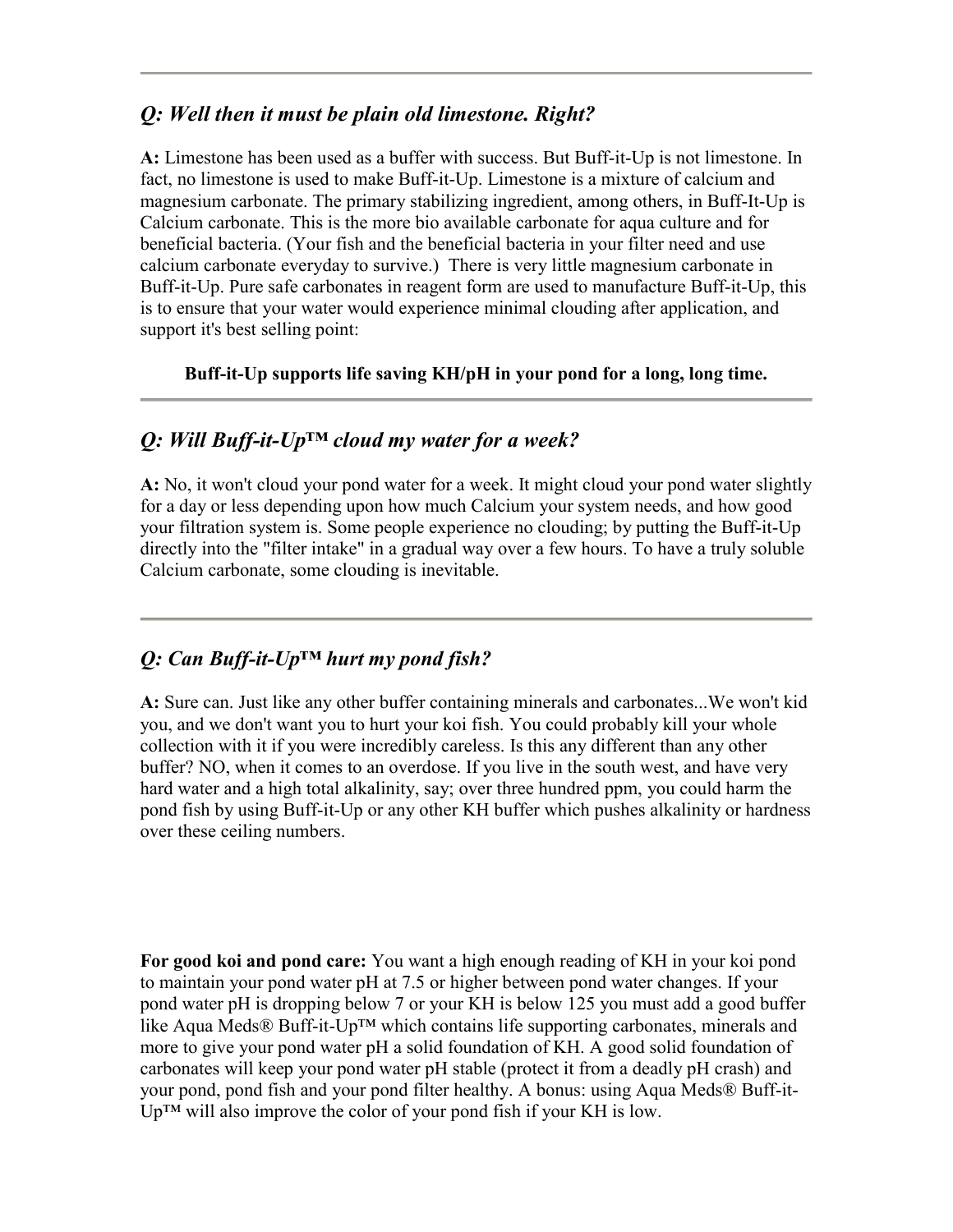---

## *Q: Well then it must be plain old limestone. Right?*

**A:** Limestone has been used as a buffer with success. But Buff-it-Up is not limestone. In fact, no limestone is used to make Buff-it-Up. Limestone is a mixture of calcium and magnesium carbonate. The primary stabilizing ingredient, among others, in Buff-It-Up is Calcium carbonate. This is the more bio available carbonate for aqua culture and for beneficial bacteria. (Your fish and the beneficial bacteria in your filter need and use calcium carbonate everyday to survive.) There is very little magnesium carbonate in Buff-it-Up. Pure safe carbonates in reagent form are used to manufacture Buff-it-Up, this is to ensure that your water would experience minimal clouding after application, and support it's best selling point:

**Buff-it-Up supports life saving KH/pH in your pond for a long, long time.**

---

## *Q: Will Buff-it-Up™ cloud my water for a week?*

**A:** No, it won't cloud your pond water for a week. It might cloud your pond water slightly for a day or less depending upon how much Calcium your system needs, and how good your filtration system is. Some people experience no clouding; by putting the Buff-it-Up directly into the "filter intake" in a gradual way over a few hours. To have a truly soluble Calcium carbonate, some clouding is inevitable.

---

## *Q: Can Buff-it-Up™ hurt my pond fish?*

**A:** Sure can. Just like any other buffer containing minerals and carbonates...We won't kid you, and we don't want you to hurt your koi fish. You could probably kill your whole collection with it if you were incredibly careless. Is this any different than any other buffer? NO, when it comes to an overdose. If you live in the south west, and have very hard water and a high total alkalinity, say; over three hundred ppm, you could harm the pond fish by using Buff-it-Up or any other KH buffer which pushes alkalinity or hardness over these ceiling numbers.

**For good koi and pond care:** You want a high enough reading of KH in your koi pond to maintain your pond water pH at 7.5 or higher between pond water changes. If your pond water pH is dropping below 7 or your KH is below 125 you must add a good buffer like Aqua Meds® Buff-it-Up™ which contains life supporting carbonates, minerals and more to give your pond water pH a solid foundation of KH. A good solid foundation of carbonates will keep your pond water pH stable (protect it from a deadly pH crash) and your pond, pond fish and your pond filter healthy. A bonus: using Aqua Meds® Buff-it-Up™ will also improve the color of your pond fish if your KH is low.